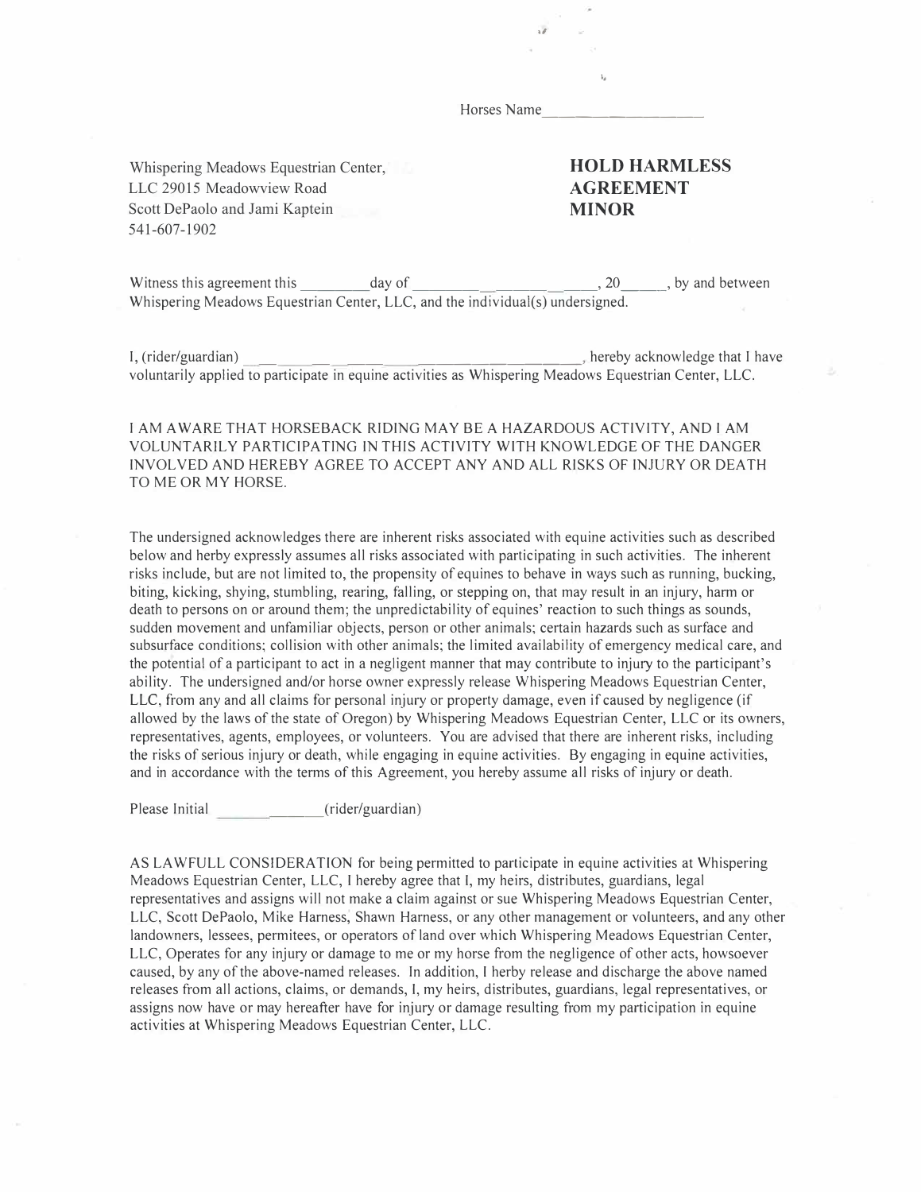Horses Name___________________

Whispering Meadows Equestrian Center, LLC 29015 Meadowview Road
Scott DePaolo and Jami Kaptein
541-607-1902

# HOLD HARMLESS AGREEMENT MINOR

Witness this agreement this _________day of ___________________________, 20_____, by and between Whispering Meadows Equestrian Center, LLC, and the individual(s) undersigned.

I, (rider/guardian) ___________________________________________, hereby acknowledge that I have voluntarily applied to participate in equine activities as Whispering Meadows Equestrian Center, LLC.

I AM AWARE THAT HORSEBACK RIDING MAY BE A HAZARDOUS ACTIVITY, AND I AM VOLUNTARILY PARTICIPATING IN THIS ACTIVITY WITH KNOWLEDGE OF THE DANGER INVOLVED AND HEREBY AGREE TO ACCEPT ANY AND ALL RISKS OF INJURY OR DEATH TO ME OR MY HORSE.

The undersigned acknowledges there are inherent risks associated with equine activities such as described below and herby expressly assumes all risks associated with participating in such activities. The inherent risks include, but are not limited to, the propensity of equines to behave in ways such as running, bucking, biting, kicking, shying, stumbling, rearing, falling, or stepping on, that may result in an injury, harm or death to persons on or around them; the unpredictability of equines' reaction to such things as sounds, sudden movement and unfamiliar objects, person or other animals; certain hazards such as surface and subsurface conditions; collision with other animals; the limited availability of emergency medical care, and the potential of a participant to act in a negligent manner that may contribute to injury to the participant's ability. The undersigned and/or horse owner expressly release Whispering Meadows Equestrian Center, LLC, from any and all claims for personal injury or property damage, even if caused by negligence (if allowed by the laws of the state of Oregon) by Whispering Meadows Equestrian Center, LLC or its owners, representatives, agents, employees, or volunteers. You are advised that there are inherent risks, including the risks of serious injury or death, while engaging in equine activities. By engaging in equine activities, and in accordance with the terms of this Agreement, you hereby assume all risks of injury or death.

Please Initial _______________(rider/guardian)

AS LAWFULL CONSIDERATION for being permitted to participate in equine activities at Whispering Meadows Equestrian Center, LLC, I hereby agree that I, my heirs, distributes, guardians, legal representatives and assigns will not make a claim against or sue Whispering Meadows Equestrian Center, LLC, Scott DePaolo, Mike Harness, Shawn Harness, or any other management or volunteers, and any other landowners, lessees, permitees, or operators of land over which Whispering Meadows Equestrian Center, LLC, Operates for any injury or damage to me or my horse from the negligence of other acts, howsoever caused, by any of the above-named releases. In addition, I herby release and discharge the above named releases from all actions, claims, or demands, I, my heirs, distributes, guardians, legal representatives, or assigns now have or may hereafter have for injury or damage resulting from my participation in equine activities at Whispering Meadows Equestrian Center, LLC.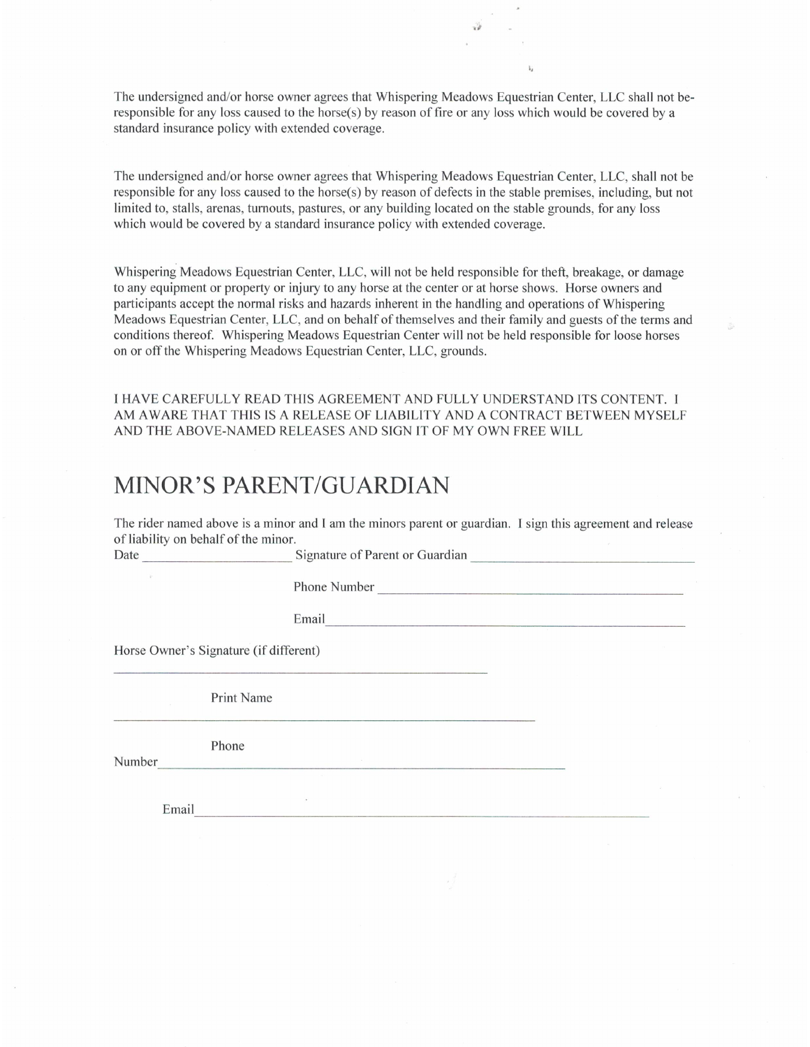The undersigned and/or horse owner agrees that Whispering Meadows Equestrian Center, LLC shall not be-responsible for any loss caused to the horse(s) by reason of fire or any loss which would be covered by a standard insurance policy with extended coverage.

The undersigned and/or horse owner agrees that Whispering Meadows Equestrian Center, LLC, shall not be responsible for any loss caused to the horse(s) by reason of defects in the stable premises, including, but not limited to, stalls, arenas, turnouts, pastures, or any building located on the stable grounds, for any loss which would be covered by a standard insurance policy with extended coverage.

Whispering Meadows Equestrian Center, LLC, will not be held responsible for theft, breakage, or damage to any equipment or property or injury to any horse at the center or at horse shows. Horse owners and participants accept the normal risks and hazards inherent in the handling and operations of Whispering Meadows Equestrian Center, LLC, and on behalf of themselves and their family and guests of the terms and conditions thereof. Whispering Meadows Equestrian Center will not be held responsible for loose horses on or off the Whispering Meadows Equestrian Center, LLC, grounds.

I HAVE CAREFULLY READ THIS AGREEMENT AND FULLY UNDERSTAND ITS CONTENT. I AM AWARE THAT THIS IS A RELEASE OF LIABILITY AND A CONTRACT BETWEEN MYSELF AND THE ABOVE-NAMED RELEASES AND SIGN IT OF MY OWN FREE WILL

# MINOR'S PARENT/GUARDIAN

The rider named above is a minor and I am the minors parent or guardian. I sign this agreement and release of liability on behalf of the minor.

Date ____________________ Signature of Parent or Guardian ______________________________

Phone Number ________________________________________

Email________________________________________________

Horse Owner's Signature (if different)

__________________________________________________

Print Name

__________________________________________________

Phone Number__________________________________________________

Email__________________________________________________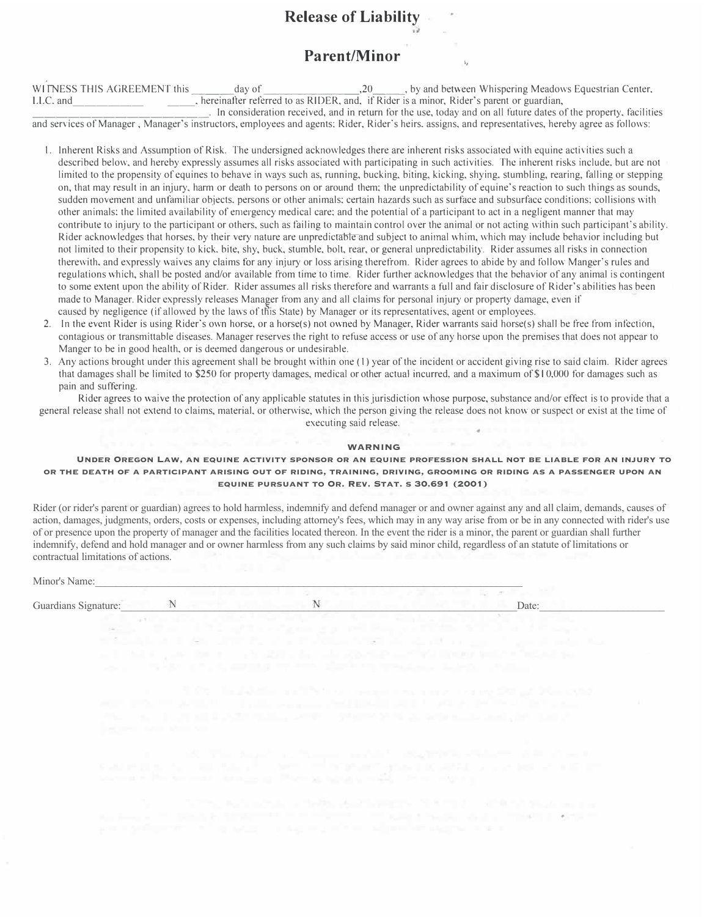# Release of Liability

## Parent/Minor

WITNESS THIS AGREEMENT this ________ day of __________________ ,20______, by and between Whispering Meadows Equestrian Center, LLC. and ______________ ______, hereinafter referred to as RIDER, and, if Rider is a minor, Rider's parent or guardian, ________________________________. In consideration received, and in return for the use, today and on all future dates of the property, facilities and services of Manager , Manager's instructors, employees and agents: Rider, Rider's heirs, assigns, and representatives, hereby agree as follows:

1. Inherent Risks and Assumption of Risk. The undersigned acknowledges there are inherent risks associated with equine activities such a described below, and hereby expressly assumes all risks associated with participating in such activities. The inherent risks include, but are not limited to the propensity of equines to behave in ways such as, running, bucking, biting, kicking, shying, stumbling, rearing, falling or stepping on, that may result in an injury, harm or death to persons on or around them; the unpredictability of equine's reaction to such things as sounds, sudden movement and unfamiliar objects, persons or other animals; certain hazards such as surface and subsurface conditions; collisions with other animals; the limited availability of emergency medical care; and the potential of a participant to act in a negligent manner that may contribute to injury to the participant or others, such as failing to maintain control over the animal or not acting within such participant's ability. Rider acknowledges that horses, by their very nature are unpredictable and subject to animal whim, which may include behavior including but not limited to their propensity to kick, bite, shy, buck, stumble, bolt, rear, or general unpredictability. Rider assumes all risks in connection therewith, and expressly waives any claims for any injury or loss arising therefrom. Rider agrees to abide by and follow Manger's rules and regulations which, shall be posted and/or available from time to time. Rider further acknowledges that the behavior of any animal is contingent to some extent upon the ability of Rider. Rider assumes all risks therefore and warrants a full and fair disclosure of Rider's abilities has been made to Manager. Rider expressly releases Manager from any and all claims for personal injury or property damage, even if caused by negligence (if allowed by the laws of this State) by Manager or its representatives, agent or employees.
2. In the event Rider is using Rider's own horse, or a horse(s) not owned by Manager, Rider warrants said horse(s) shall be free from infection, contagious or transmittable diseases. Manager reserves the right to refuse access or use of any horse upon the premises that does not appear to Manger to be in good health, or is deemed dangerous or undesirable.
3. Any actions brought under this agreement shall be brought within one (1) year of the incident or accident giving rise to said claim. Rider agrees that damages shall be limited to $250 for property damages, medical or other actual incurred, and a maximum of $10,000 for damages such as pain and suffering.

Rider agrees to waive the protection of any applicable statutes in this jurisdiction whose purpose, substance and/or effect is to provide that a general release shall not extend to claims, material, or otherwise, which the person giving the release does not know or suspect or exist at the time of executing said release.

**WARNING**

**UNDER OREGON LAW, AN EQUINE ACTIVITY SPONSOR OR AN EQUINE PROFESSION SHALL NOT BE LIABLE FOR AN INJURY TO OR THE DEATH OF A PARTICIPANT ARISING OUT OF RIDING, TRAINING, DRIVING, GROOMING OR RIDING AS A PASSENGER UPON AN EQUINE PURSUANT TO OR. REV. STAT. S 30.691 (2001)**

Rider (or rider's parent or guardian) agrees to hold harmless, indemnify and defend manager or and owner against any and all claim, demands, causes of action, damages, judgments, orders, costs or expenses, including attorney's fees, which may in any way arise from or be in any connected with rider's use of or presence upon the property of manager and the facilities located thereon. In the event the rider is a minor, the parent or guardian shall further indemnify, defend and hold manager and or owner harmless from any such claims by said minor child, regardless of an statute of limitations or contractual limitations of actions.

Minor's Name: ____________________________________________

Guardians Signature: ____________________________________________ Date: ______________________